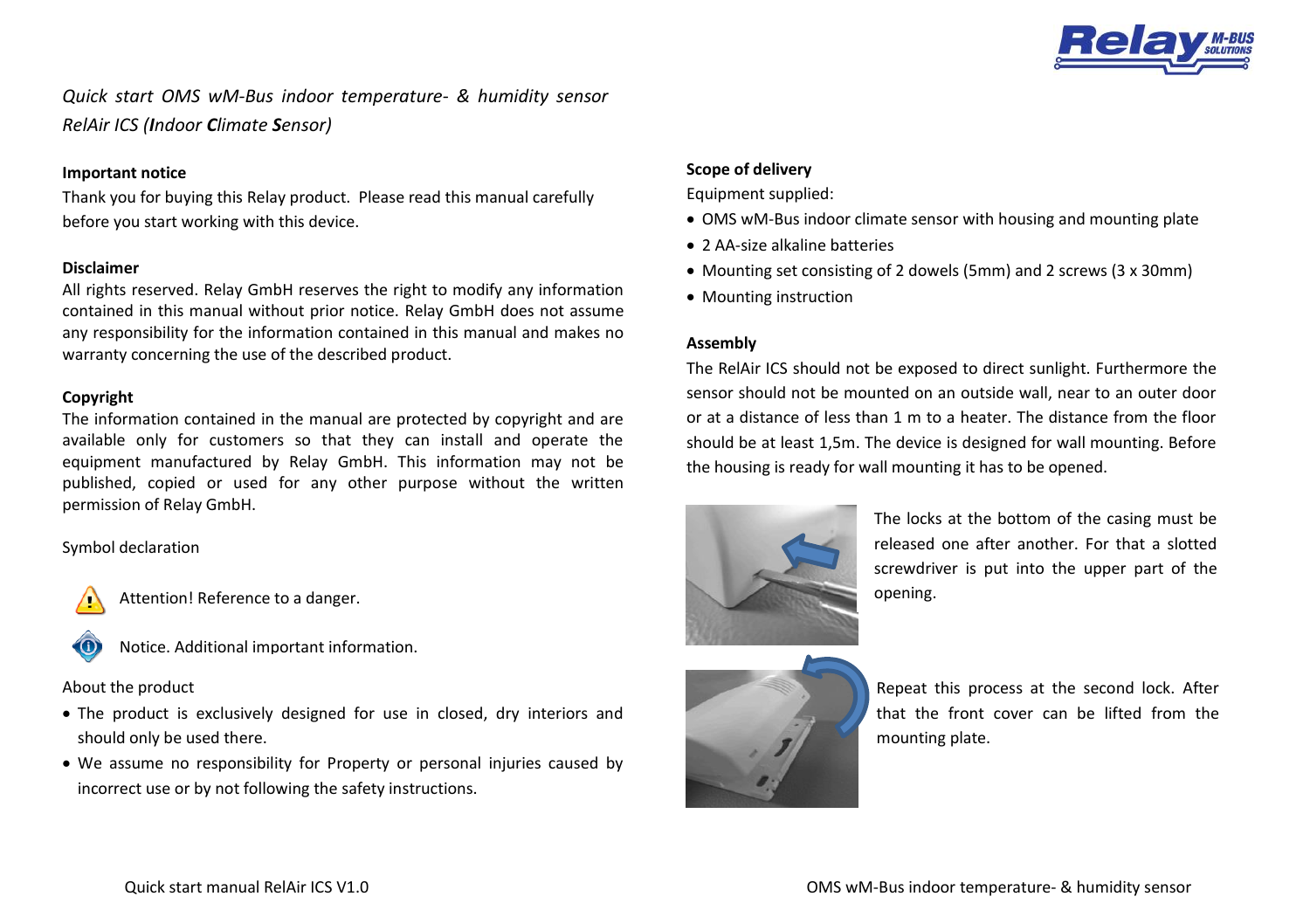*Quick start OMS wM-Bus indoor temperature- & humidity sensor RelAir ICS (**I**ndoor **C**limate **S**ensor)*

**Important notice**

Thank you for buying this Relay product. Please read this manual carefully before you start working with this device.

**Disclaimer**

All rights reserved. Relay GmbH reserves the right to modify any information contained in this manual without prior notice. Relay GmbH does not assume any responsibility for the information contained in this manual and makes no warranty concerning the use of the described product.

**Copyright**

The information contained in the manual are protected by copyright and are available only for customers so that they can install and operate the equipment manufactured by Relay GmbH. This information may not be published, copied or used for any other purpose without the written permission of Relay GmbH.

Symbol declaration

Attention! Reference to a danger.

Notice. Additional important information.

About the product

- The product is exclusively designed for use in closed, dry interiors and should only be used there.
- We assume no responsibility for Property or personal injuries caused by incorrect use or by not following the safety instructions.

**Scope of delivery**

Equipment supplied:

- OMS wM-Bus indoor climate sensor with housing and mounting plate
- 2 AA-size alkaline batteries
- Mounting set consisting of 2 dowels (5mm) and 2 screws (3 x 30mm)
- Mounting instruction

**Assembly**

The RelAir ICS should not be exposed to direct sunlight. Furthermore the sensor should not be mounted on an outside wall, near to an outer door or at a distance of less than 1 m to a heater. The distance from the floor should be at least 1,5m. The device is designed for wall mounting. Before the housing is ready for wall mounting it has to be opened.

The locks at the bottom of the casing must be released one after another. For that a slotted screwdriver is put into the upper part of the opening.

Repeat this process at the second lock. After that the front cover can be lifted from the mounting plate.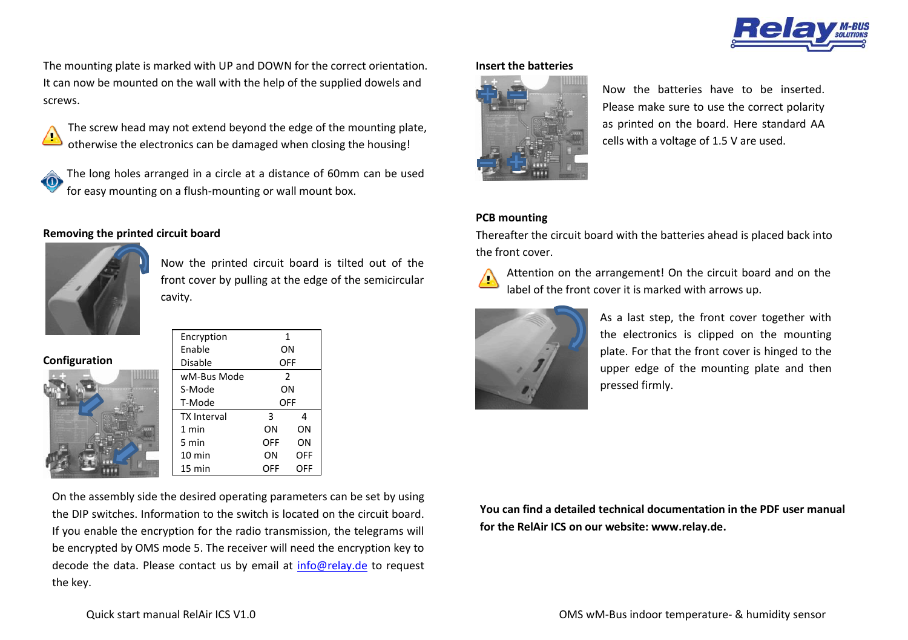The mounting plate is marked with UP and DOWN for the correct orientation. It can now be mounted on the wall with the help of the supplied dowels and screws.

The screw head may not extend beyond the edge of the mounting plate, otherwise the electronics can be damaged when closing the housing!

The long holes arranged in a circle at a distance of 60mm can be used for easy mounting on a flush-mounting or wall mount box.

**Removing the printed circuit board**

Now the printed circuit board is tilted out of the front cover by pulling at the edge of the semicircular cavity.

**Configuration**

| | | |
|---|---|---|
| Encryption | 1 | |
| Enable | ON | |
| Disable | OFF | |
| wM-Bus Mode | 2 | |
| S-Mode | ON | |
| T-Mode | OFF | |
| TX Interval | 3 | 4 |
| 1 min | ON | ON |
| 5 min | OFF | ON |
| 10 min | ON | OFF |
| 15 min | OFF | OFF |

On the assembly side the desired operating parameters can be set by using the DIP switches. Information to the switch is located on the circuit board. If you enable the encryption for the radio transmission, the telegrams will be encrypted by OMS mode 5. The receiver will need the encryption key to decode the data. Please contact us by email at info@relay.de to request the key.

**Insert the batteries**

Now the batteries have to be inserted. Please make sure to use the correct polarity as printed on the board. Here standard AA cells with a voltage of 1.5 V are used.

**PCB mounting**

Thereafter the circuit board with the batteries ahead is placed back into the front cover.

Attention on the arrangement! On the circuit board and on the label of the front cover it is marked with arrows up.

As a last step, the front cover together with the electronics is clipped on the mounting plate. For that the front cover is hinged to the upper edge of the mounting plate and then pressed firmly.

**You can find a detailed technical documentation in the PDF user manual for the RelAir ICS on our website: www.relay.de.**